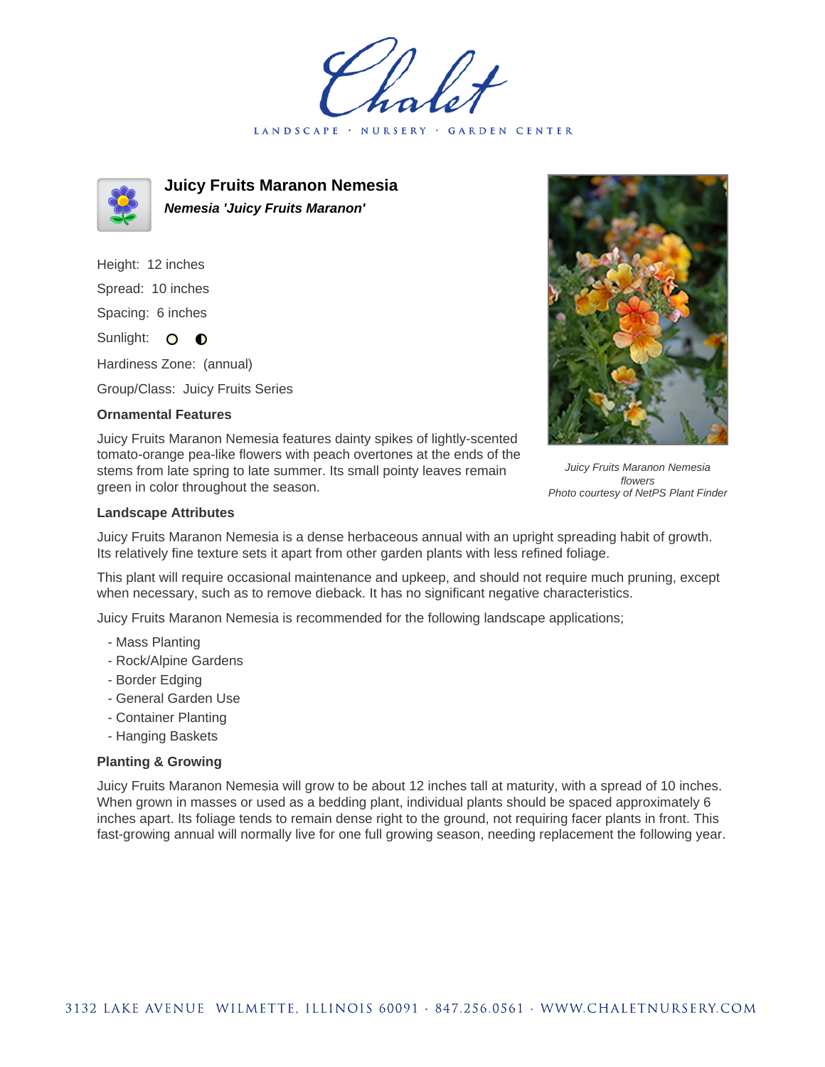# Juicy Fruits Maranon Nemesia

***Nemesia 'Juicy Fruits Maranon'***

Height: 12 inches

Spread: 10 inches

Spacing: 6 inches

Sunlight: ○ ◐

Hardiness Zone: (annual)

Group/Class: Juicy Fruits Series

### Ornamental Features

Juicy Fruits Maranon Nemesia features dainty spikes of lightly-scented tomato-orange pea-like flowers with peach overtones at the ends of the stems from late spring to late summer. Its small pointy leaves remain green in color throughout the season.

*Juicy Fruits Maranon Nemesia flowers*
*Photo courtesy of NetPS Plant Finder*

### Landscape Attributes

Juicy Fruits Maranon Nemesia is a dense herbaceous annual with an upright spreading habit of growth. Its relatively fine texture sets it apart from other garden plants with less refined foliage.

This plant will require occasional maintenance and upkeep, and should not require much pruning, except when necessary, such as to remove dieback. It has no significant negative characteristics.

Juicy Fruits Maranon Nemesia is recommended for the following landscape applications;

- Mass Planting
- Rock/Alpine Gardens
- Border Edging
- General Garden Use
- Container Planting
- Hanging Baskets

### Planting & Growing

Juicy Fruits Maranon Nemesia will grow to be about 12 inches tall at maturity, with a spread of 10 inches. When grown in masses or used as a bedding plant, individual plants should be spaced approximately 6 inches apart. Its foliage tends to remain dense right to the ground, not requiring facer plants in front. This fast-growing annual will normally live for one full growing season, needing replacement the following year.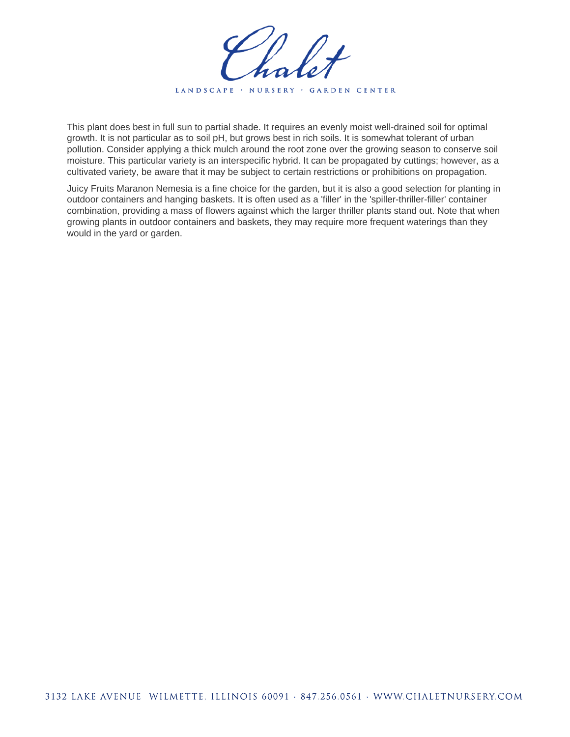This plant does best in full sun to partial shade. It requires an evenly moist well-drained soil for optimal growth. It is not particular as to soil pH, but grows best in rich soils. It is somewhat tolerant of urban pollution. Consider applying a thick mulch around the root zone over the growing season to conserve soil moisture. This particular variety is an interspecific hybrid. It can be propagated by cuttings; however, as a cultivated variety, be aware that it may be subject to certain restrictions or prohibitions on propagation.

Juicy Fruits Maranon Nemesia is a fine choice for the garden, but it is also a good selection for planting in outdoor containers and hanging baskets. It is often used as a 'filler' in the 'spiller-thriller-filler' container combination, providing a mass of flowers against which the larger thriller plants stand out. Note that when growing plants in outdoor containers and baskets, they may require more frequent waterings than they would in the yard or garden.